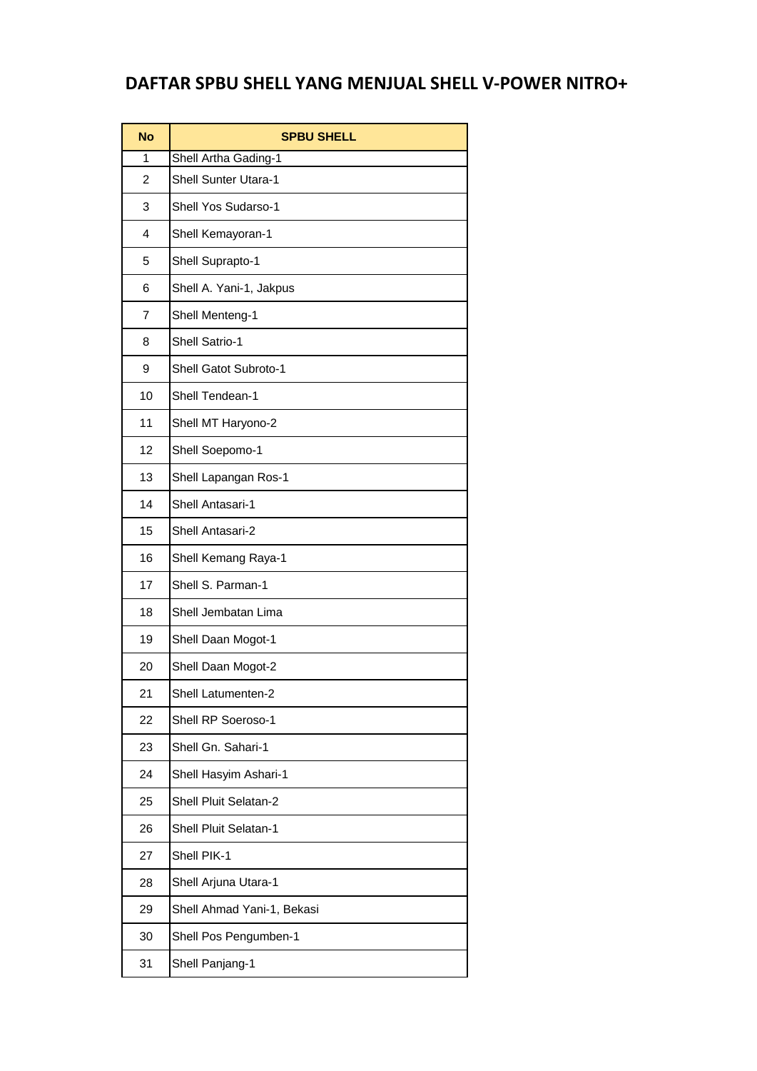# DAFTAR SPBU SHELL YANG MENJUAL SHELL V-POWER NITRO+

| No | SPBU SHELL |
|---|---|
| 1 | Shell Artha Gading-1 |
| 2 | Shell Sunter Utara-1 |
| 3 | Shell Yos Sudarso-1 |
| 4 | Shell Kemayoran-1 |
| 5 | Shell Suprapto-1 |
| 6 | Shell A. Yani-1, Jakpus |
| 7 | Shell Menteng-1 |
| 8 | Shell Satrio-1 |
| 9 | Shell Gatot Subroto-1 |
| 10 | Shell Tendean-1 |
| 11 | Shell MT Haryono-2 |
| 12 | Shell Soepomo-1 |
| 13 | Shell Lapangan Ros-1 |
| 14 | Shell Antasari-1 |
| 15 | Shell Antasari-2 |
| 16 | Shell Kemang Raya-1 |
| 17 | Shell S. Parman-1 |
| 18 | Shell Jembatan Lima |
| 19 | Shell Daan Mogot-1 |
| 20 | Shell Daan Mogot-2 |
| 21 | Shell Latumenten-2 |
| 22 | Shell RP Soeroso-1 |
| 23 | Shell Gn. Sahari-1 |
| 24 | Shell Hasyim Ashari-1 |
| 25 | Shell Pluit Selatan-2 |
| 26 | Shell Pluit Selatan-1 |
| 27 | Shell PIK-1 |
| 28 | Shell Arjuna Utara-1 |
| 29 | Shell Ahmad Yani-1, Bekasi |
| 30 | Shell Pos Pengumben-1 |
| 31 | Shell Panjang-1 |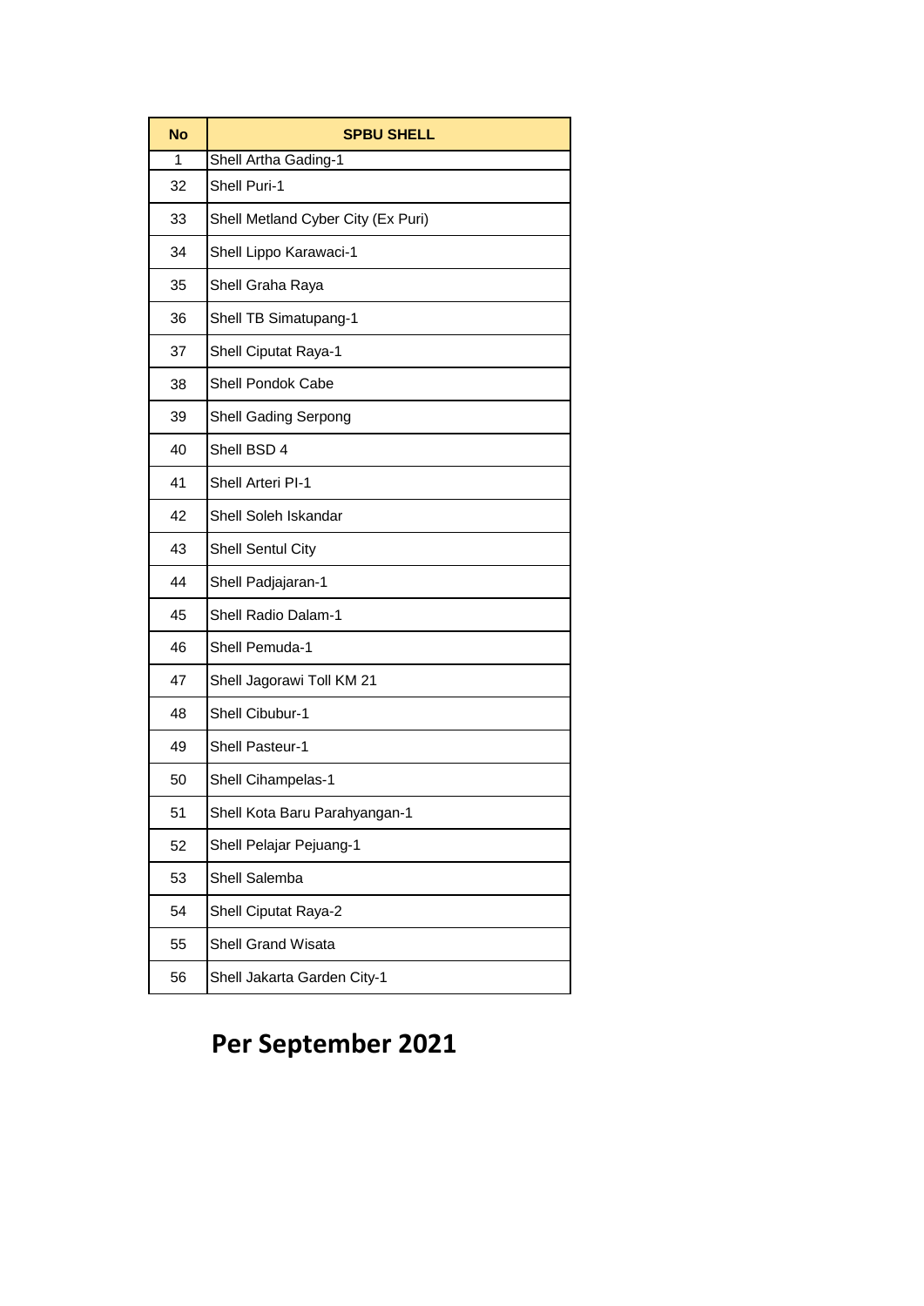| No | SPBU SHELL |
|---|---|
| 1 | Shell Artha Gading-1 |
| 32 | Shell Puri-1 |
| 33 | Shell Metland Cyber City (Ex Puri) |
| 34 | Shell Lippo Karawaci-1 |
| 35 | Shell Graha Raya |
| 36 | Shell TB Simatupang-1 |
| 37 | Shell Ciputat Raya-1 |
| 38 | Shell Pondok Cabe |
| 39 | Shell Gading Serpong |
| 40 | Shell BSD 4 |
| 41 | Shell Arteri PI-1 |
| 42 | Shell Soleh Iskandar |
| 43 | Shell Sentul City |
| 44 | Shell Padjajaran-1 |
| 45 | Shell Radio Dalam-1 |
| 46 | Shell Pemuda-1 |
| 47 | Shell Jagorawi Toll KM 21 |
| 48 | Shell Cibubur-1 |
| 49 | Shell Pasteur-1 |
| 50 | Shell Cihampelas-1 |
| 51 | Shell Kota Baru Parahyangan-1 |
| 52 | Shell Pelajar Pejuang-1 |
| 53 | Shell Salemba |
| 54 | Shell Ciputat Raya-2 |
| 55 | Shell Grand Wisata |
| 56 | Shell Jakarta Garden City-1 |

**Per September 2021**